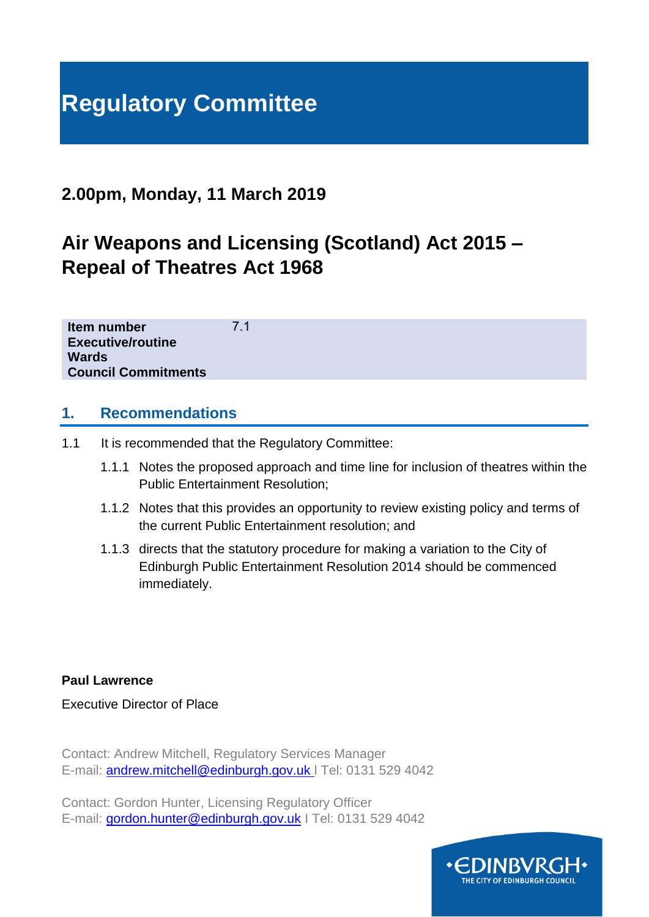# Regulatory Committee

## 2.00pm, Monday, 11 March 2019

## Air Weapons and Licensing (Scotland) Act 2015 – Repeal of Theatres Act 1968

| | |
|---|---|
| **Item number** | 7.1 |
| **Executive/routine** | |
| **Wards** | |
| **Council Commitments** | |

## 1. Recommendations

1.1 It is recommended that the Regulatory Committee:

1.1.1 Notes the proposed approach and time line for inclusion of theatres within the Public Entertainment Resolution;

1.1.2 Notes that this provides an opportunity to review existing policy and terms of the current Public Entertainment resolution; and

1.1.3 directs that the statutory procedure for making a variation to the City of Edinburgh Public Entertainment Resolution 2014 should be commenced immediately.

**Paul Lawrence**

Executive Director of Place

Contact: Andrew Mitchell, Regulatory Services Manager
E-mail: andrew.mitchell@edinburgh.gov.uk | Tel: 0131 529 4042

Contact: Gordon Hunter, Licensing Regulatory Officer
E-mail: gordon.hunter@edinburgh.gov.uk | Tel: 0131 529 4042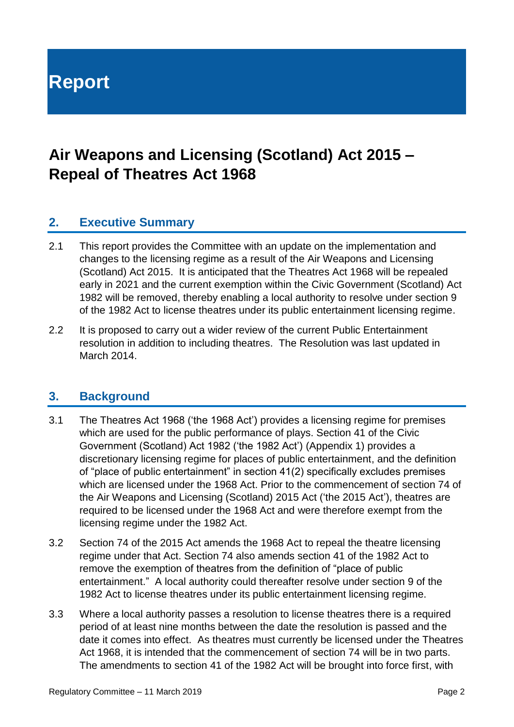# Report

## Air Weapons and Licensing (Scotland) Act 2015 – Repeal of Theatres Act 1968

### 2. Executive Summary

2.1 This report provides the Committee with an update on the implementation and changes to the licensing regime as a result of the Air Weapons and Licensing (Scotland) Act 2015. It is anticipated that the Theatres Act 1968 will be repealed early in 2021 and the current exemption within the Civic Government (Scotland) Act 1982 will be removed, thereby enabling a local authority to resolve under section 9 of the 1982 Act to license theatres under its public entertainment licensing regime.

2.2 It is proposed to carry out a wider review of the current Public Entertainment resolution in addition to including theatres. The Resolution was last updated in March 2014.

### 3. Background

3.1 The Theatres Act 1968 ('the 1968 Act') provides a licensing regime for premises which are used for the public performance of plays. Section 41 of the Civic Government (Scotland) Act 1982 ('the 1982 Act') (Appendix 1) provides a discretionary licensing regime for places of public entertainment, and the definition of "place of public entertainment" in section 41(2) specifically excludes premises which are licensed under the 1968 Act. Prior to the commencement of section 74 of the Air Weapons and Licensing (Scotland) 2015 Act ('the 2015 Act'), theatres are required to be licensed under the 1968 Act and were therefore exempt from the licensing regime under the 1982 Act.

3.2 Section 74 of the 2015 Act amends the 1968 Act to repeal the theatre licensing regime under that Act. Section 74 also amends section 41 of the 1982 Act to remove the exemption of theatres from the definition of "place of public entertainment." A local authority could thereafter resolve under section 9 of the 1982 Act to license theatres under its public entertainment licensing regime.

3.3 Where a local authority passes a resolution to license theatres there is a required period of at least nine months between the date the resolution is passed and the date it comes into effect. As theatres must currently be licensed under the Theatres Act 1968, it is intended that the commencement of section 74 will be in two parts. The amendments to section 41 of the 1982 Act will be brought into force first, with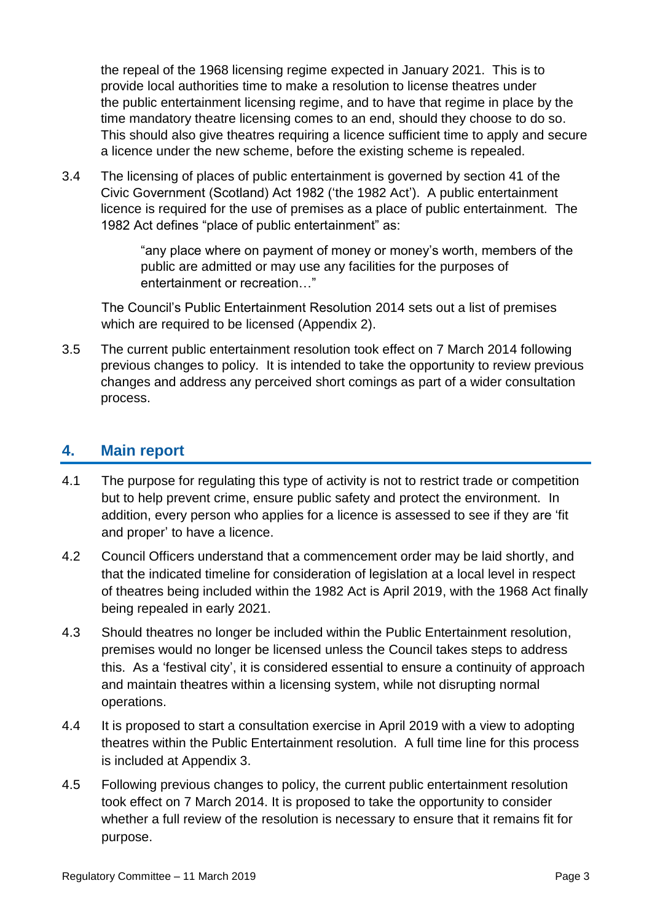the repeal of the 1968 licensing regime expected in January 2021. This is to provide local authorities time to make a resolution to license theatres under the public entertainment licensing regime, and to have that regime in place by the time mandatory theatre licensing comes to an end, should they choose to do so. This should also give theatres requiring a licence sufficient time to apply and secure a licence under the new scheme, before the existing scheme is repealed.

3.4 The licensing of places of public entertainment is governed by section 41 of the Civic Government (Scotland) Act 1982 ('the 1982 Act'). A public entertainment licence is required for the use of premises as a place of public entertainment. The 1982 Act defines "place of public entertainment" as:

> "any place where on payment of money or money's worth, members of the public are admitted or may use any facilities for the purposes of entertainment or recreation…"

The Council's Public Entertainment Resolution 2014 sets out a list of premises which are required to be licensed (Appendix 2).

3.5 The current public entertainment resolution took effect on 7 March 2014 following previous changes to policy. It is intended to take the opportunity to review previous changes and address any perceived short comings as part of a wider consultation process.

## 4. Main report

4.1 The purpose for regulating this type of activity is not to restrict trade or competition but to help prevent crime, ensure public safety and protect the environment. In addition, every person who applies for a licence is assessed to see if they are 'fit and proper' to have a licence.

4.2 Council Officers understand that a commencement order may be laid shortly, and that the indicated timeline for consideration of legislation at a local level in respect of theatres being included within the 1982 Act is April 2019, with the 1968 Act finally being repealed in early 2021.

4.3 Should theatres no longer be included within the Public Entertainment resolution, premises would no longer be licensed unless the Council takes steps to address this. As a 'festival city', it is considered essential to ensure a continuity of approach and maintain theatres within a licensing system, while not disrupting normal operations.

4.4 It is proposed to start a consultation exercise in April 2019 with a view to adopting theatres within the Public Entertainment resolution. A full time line for this process is included at Appendix 3.

4.5 Following previous changes to policy, the current public entertainment resolution took effect on 7 March 2014. It is proposed to take the opportunity to consider whether a full review of the resolution is necessary to ensure that it remains fit for purpose.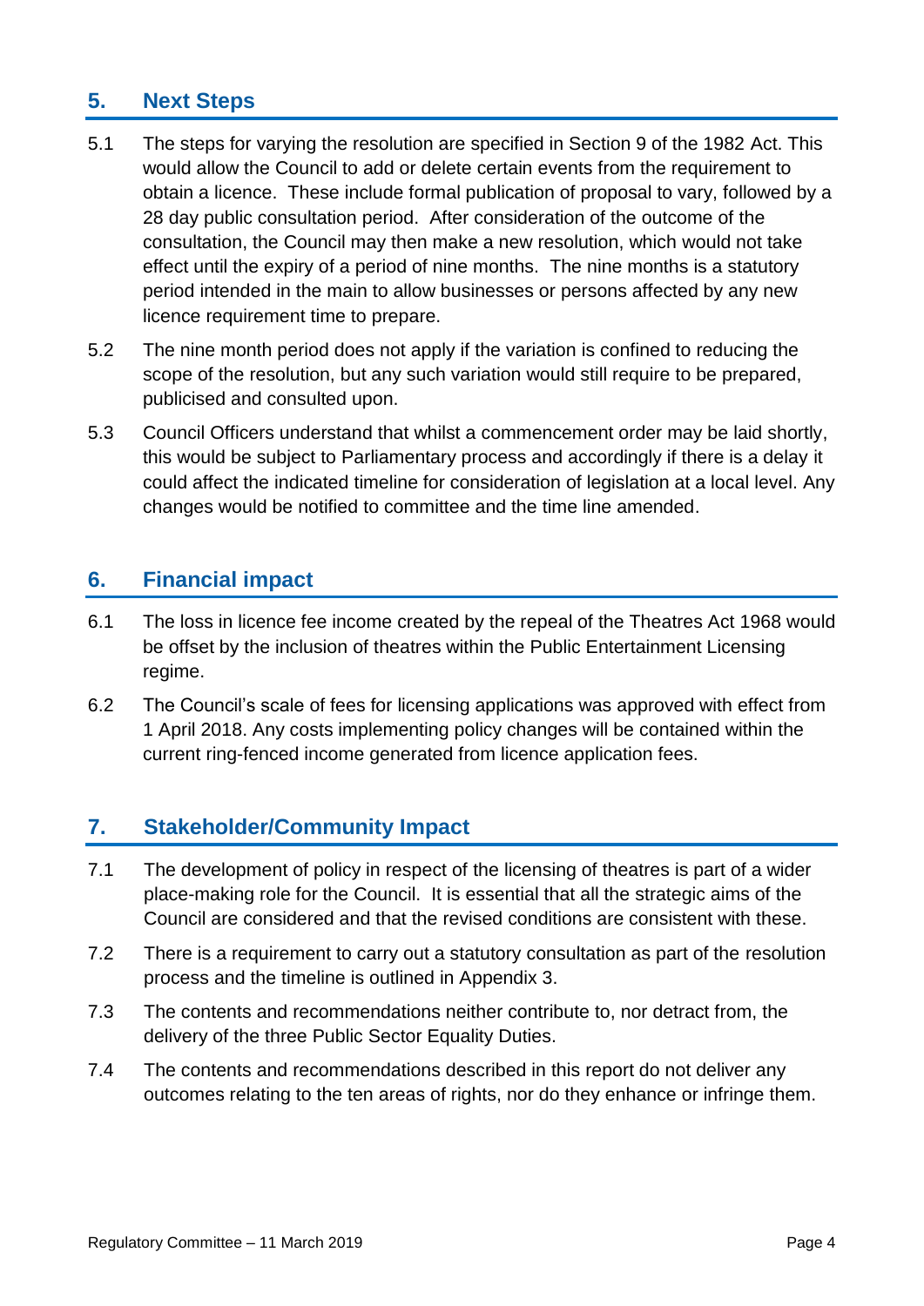## 5. Next Steps

5.1 The steps for varying the resolution are specified in Section 9 of the 1982 Act. This would allow the Council to add or delete certain events from the requirement to obtain a licence. These include formal publication of proposal to vary, followed by a 28 day public consultation period. After consideration of the outcome of the consultation, the Council may then make a new resolution, which would not take effect until the expiry of a period of nine months. The nine months is a statutory period intended in the main to allow businesses or persons affected by any new licence requirement time to prepare.

5.2 The nine month period does not apply if the variation is confined to reducing the scope of the resolution, but any such variation would still require to be prepared, publicised and consulted upon.

5.3 Council Officers understand that whilst a commencement order may be laid shortly, this would be subject to Parliamentary process and accordingly if there is a delay it could affect the indicated timeline for consideration of legislation at a local level. Any changes would be notified to committee and the time line amended.

## 6. Financial impact

6.1 The loss in licence fee income created by the repeal of the Theatres Act 1968 would be offset by the inclusion of theatres within the Public Entertainment Licensing regime.

6.2 The Council's scale of fees for licensing applications was approved with effect from 1 April 2018. Any costs implementing policy changes will be contained within the current ring-fenced income generated from licence application fees.

## 7. Stakeholder/Community Impact

7.1 The development of policy in respect of the licensing of theatres is part of a wider place-making role for the Council. It is essential that all the strategic aims of the Council are considered and that the revised conditions are consistent with these.

7.2 There is a requirement to carry out a statutory consultation as part of the resolution process and the timeline is outlined in Appendix 3.

7.3 The contents and recommendations neither contribute to, nor detract from, the delivery of the three Public Sector Equality Duties.

7.4 The contents and recommendations described in this report do not deliver any outcomes relating to the ten areas of rights, nor do they enhance or infringe them.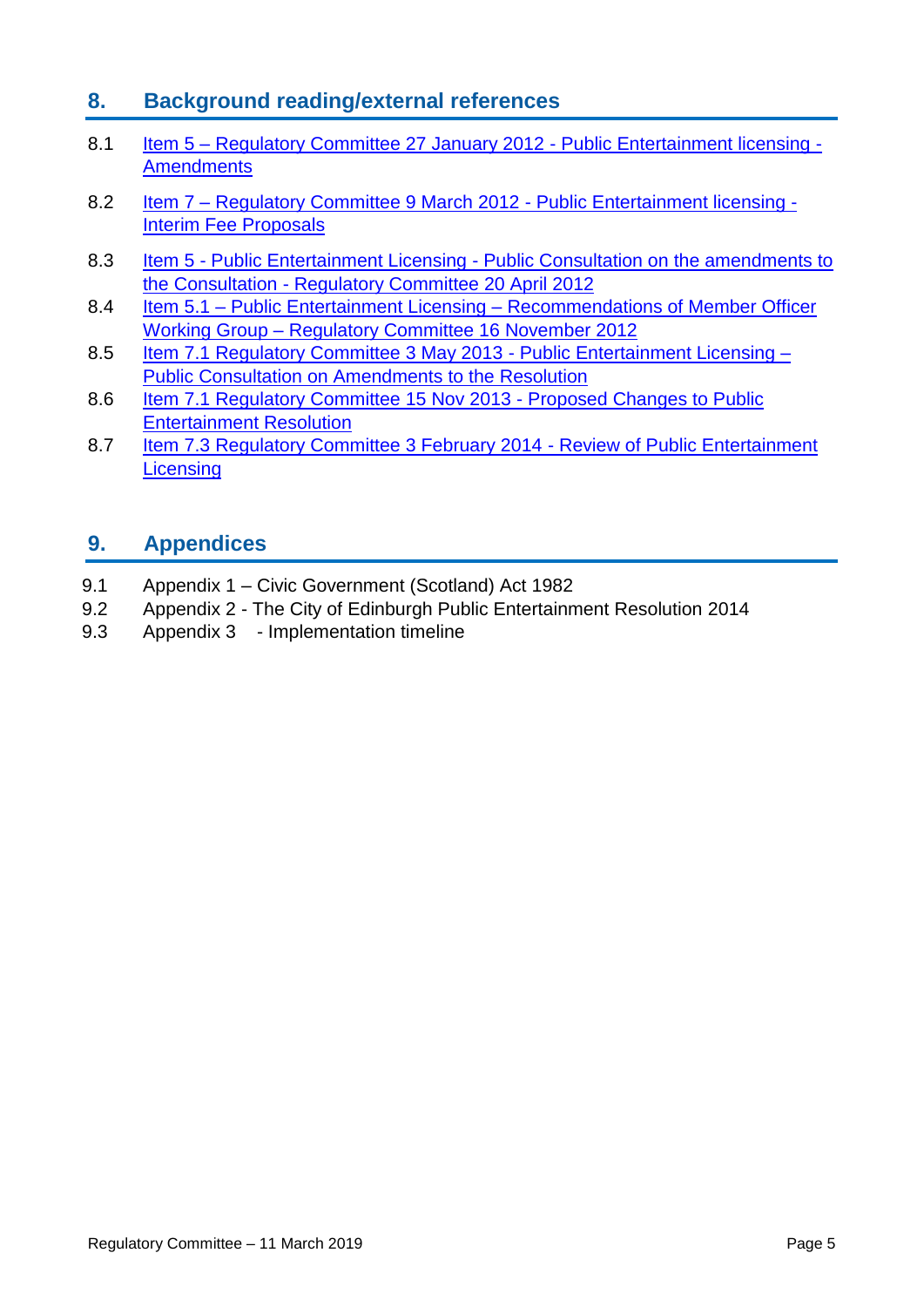## 8. Background reading/external references

8.1 Item 5 – Regulatory Committee 27 January 2012 - Public Entertainment licensing - Amendments

8.2 Item 7 – Regulatory Committee 9 March 2012 - Public Entertainment licensing - Interim Fee Proposals

8.3 Item 5 - Public Entertainment Licensing - Public Consultation on the amendments to the Consultation - Regulatory Committee 20 April 2012

8.4 Item 5.1 – Public Entertainment Licensing – Recommendations of Member Officer Working Group – Regulatory Committee 16 November 2012

8.5 Item 7.1 Regulatory Committee 3 May 2013 - Public Entertainment Licensing – Public Consultation on Amendments to the Resolution

8.6 Item 7.1 Regulatory Committee 15 Nov 2013 - Proposed Changes to Public Entertainment Resolution

8.7 Item 7.3 Regulatory Committee 3 February 2014 - Review of Public Entertainment Licensing

## 9. Appendices

9.1 Appendix 1 – Civic Government (Scotland) Act 1982

9.2 Appendix 2 - The City of Edinburgh Public Entertainment Resolution 2014

9.3 Appendix 3 - Implementation timeline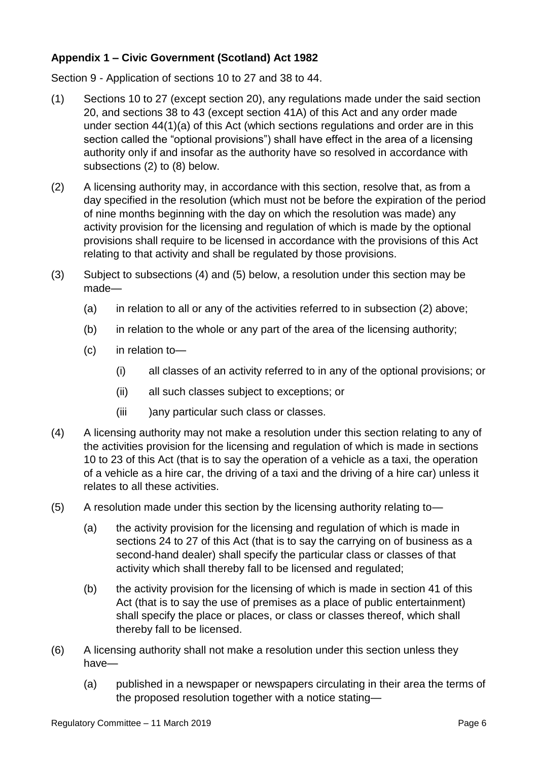**Appendix 1 – Civic Government (Scotland) Act 1982**

Section 9 - Application of sections 10 to 27 and 38 to 44.

(1) Sections 10 to 27 (except section 20), any regulations made under the said section 20, and sections 38 to 43 (except section 41A) of this Act and any order made under section 44(1)(a) of this Act (which sections regulations and order are in this section called the "optional provisions") shall have effect in the area of a licensing authority only if and insofar as the authority have so resolved in accordance with subsections (2) to (8) below.

(2) A licensing authority may, in accordance with this section, resolve that, as from a day specified in the resolution (which must not be before the expiration of the period of nine months beginning with the day on which the resolution was made) any activity provision for the licensing and regulation of which is made by the optional provisions shall require to be licensed in accordance with the provisions of this Act relating to that activity and shall be regulated by those provisions.

(3) Subject to subsections (4) and (5) below, a resolution under this section may be made—

  (a) in relation to all or any of the activities referred to in subsection (2) above;

  (b) in relation to the whole or any part of the area of the licensing authority;

  (c) in relation to—

    (i) all classes of an activity referred to in any of the optional provisions; or

    (ii) all such classes subject to exceptions; or

    (iii )any particular such class or classes.

(4) A licensing authority may not make a resolution under this section relating to any of the activities provision for the licensing and regulation of which is made in sections 10 to 23 of this Act (that is to say the operation of a vehicle as a taxi, the operation of a vehicle as a hire car, the driving of a taxi and the driving of a hire car) unless it relates to all these activities.

(5) A resolution made under this section by the licensing authority relating to—

  (a) the activity provision for the licensing and regulation of which is made in sections 24 to 27 of this Act (that is to say the carrying on of business as a second-hand dealer) shall specify the particular class or classes of that activity which shall thereby fall to be licensed and regulated;

  (b) the activity provision for the licensing of which is made in section 41 of this Act (that is to say the use of premises as a place of public entertainment) shall specify the place or places, or class or classes thereof, which shall thereby fall to be licensed.

(6) A licensing authority shall not make a resolution under this section unless they have—

  (a) published in a newspaper or newspapers circulating in their area the terms of the proposed resolution together with a notice stating—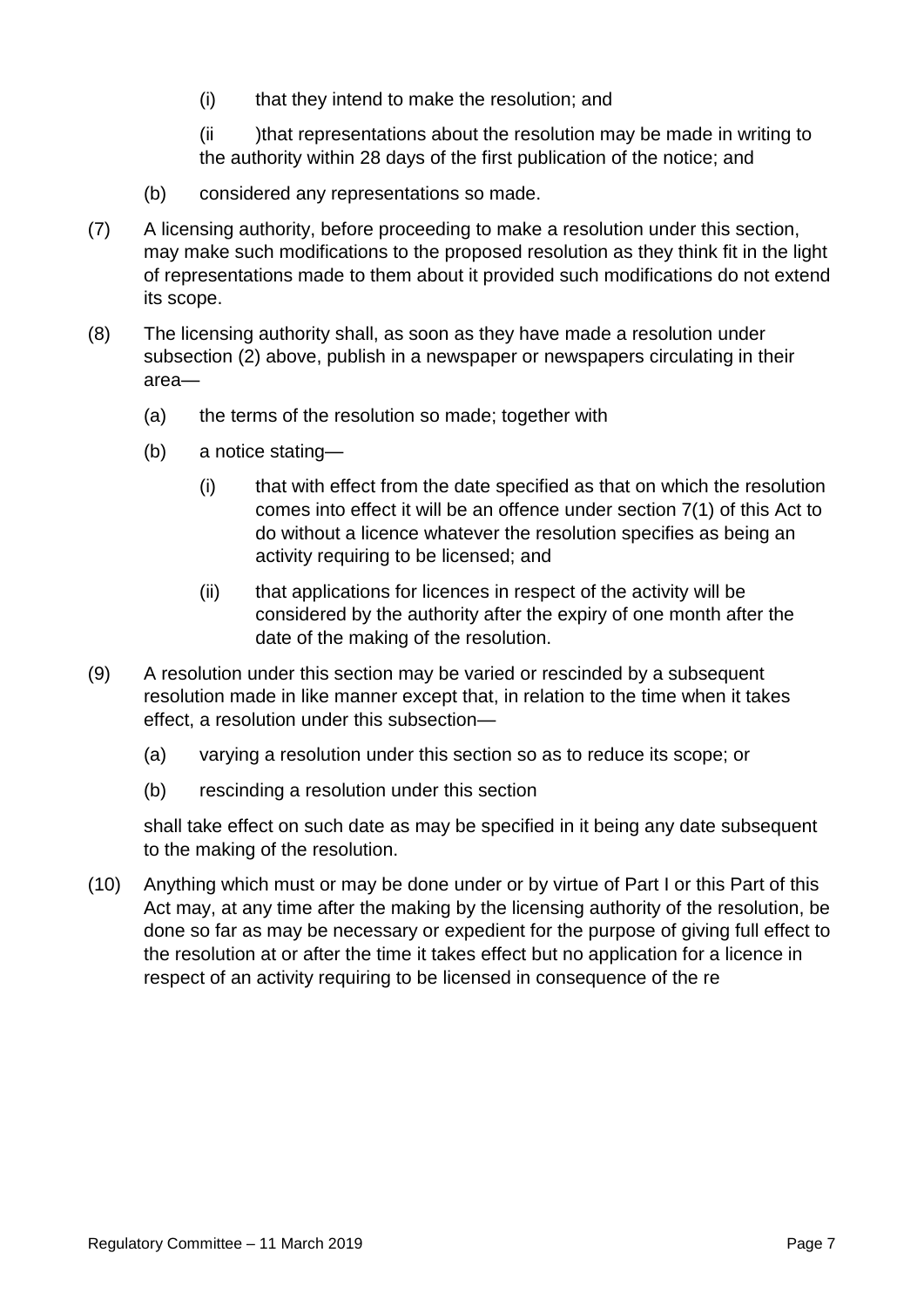(i) that they intend to make the resolution; and

(ii )that representations about the resolution may be made in writing to the authority within 28 days of the first publication of the notice; and

(b) considered any representations so made.

(7) A licensing authority, before proceeding to make a resolution under this section, may make such modifications to the proposed resolution as they think fit in the light of representations made to them about it provided such modifications do not extend its scope.

(8) The licensing authority shall, as soon as they have made a resolution under subsection (2) above, publish in a newspaper or newspapers circulating in their area—

(a) the terms of the resolution so made; together with

(b) a notice stating—

(i) that with effect from the date specified as that on which the resolution comes into effect it will be an offence under section 7(1) of this Act to do without a licence whatever the resolution specifies as being an activity requiring to be licensed; and

(ii) that applications for licences in respect of the activity will be considered by the authority after the expiry of one month after the date of the making of the resolution.

(9) A resolution under this section may be varied or rescinded by a subsequent resolution made in like manner except that, in relation to the time when it takes effect, a resolution under this subsection—

(a) varying a resolution under this section so as to reduce its scope; or

(b) rescinding a resolution under this section

shall take effect on such date as may be specified in it being any date subsequent to the making of the resolution.

(10) Anything which must or may be done under or by virtue of Part I or this Part of this Act may, at any time after the making by the licensing authority of the resolution, be done so far as may be necessary or expedient for the purpose of giving full effect to the resolution at or after the time it takes effect but no application for a licence in respect of an activity requiring to be licensed in consequence of the re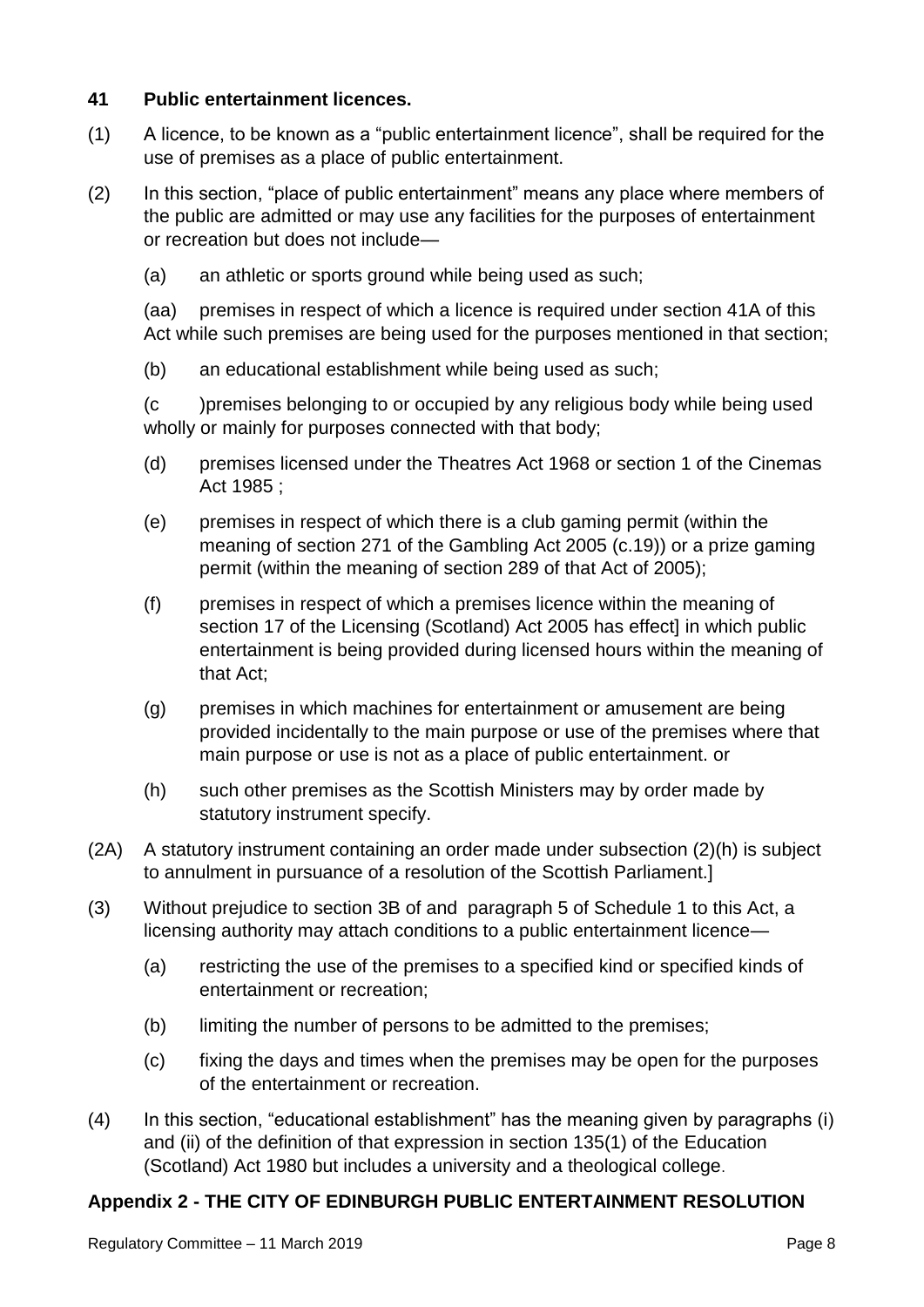## 41 Public entertainment licences.

(1) A licence, to be known as a "public entertainment licence", shall be required for the use of premises as a place of public entertainment.

(2) In this section, "place of public entertainment" means any place where members of the public are admitted or may use any facilities for the purposes of entertainment or recreation but does not include—

(a) an athletic or sports ground while being used as such;

(aa) premises in respect of which a licence is required under section 41A of this Act while such premises are being used for the purposes mentioned in that section;

(b) an educational establishment while being used as such;

(c )premises belonging to or occupied by any religious body while being used wholly or mainly for purposes connected with that body;

(d) premises licensed under the Theatres Act 1968 or section 1 of the Cinemas Act 1985 ;

(e) premises in respect of which there is a club gaming permit (within the meaning of section 271 of the Gambling Act 2005 (c.19)) or a prize gaming permit (within the meaning of section 289 of that Act of 2005);

(f) premises in respect of which a premises licence within the meaning of section 17 of the Licensing (Scotland) Act 2005 has effect] in which public entertainment is being provided during licensed hours within the meaning of that Act;

(g) premises in which machines for entertainment or amusement are being provided incidentally to the main purpose or use of the premises where that main purpose or use is not as a place of public entertainment. or

(h) such other premises as the Scottish Ministers may by order made by statutory instrument specify.

(2A) A statutory instrument containing an order made under subsection (2)(h) is subject to annulment in pursuance of a resolution of the Scottish Parliament.]

(3) Without prejudice to section 3B of and paragraph 5 of Schedule 1 to this Act, a licensing authority may attach conditions to a public entertainment licence—

(a) restricting the use of the premises to a specified kind or specified kinds of entertainment or recreation;

(b) limiting the number of persons to be admitted to the premises;

(c) fixing the days and times when the premises may be open for the purposes of the entertainment or recreation.

(4) In this section, "educational establishment" has the meaning given by paragraphs (i) and (ii) of the definition of that expression in section 135(1) of the Education (Scotland) Act 1980 but includes a university and a theological college.

## Appendix 2 - THE CITY OF EDINBURGH PUBLIC ENTERTAINMENT RESOLUTION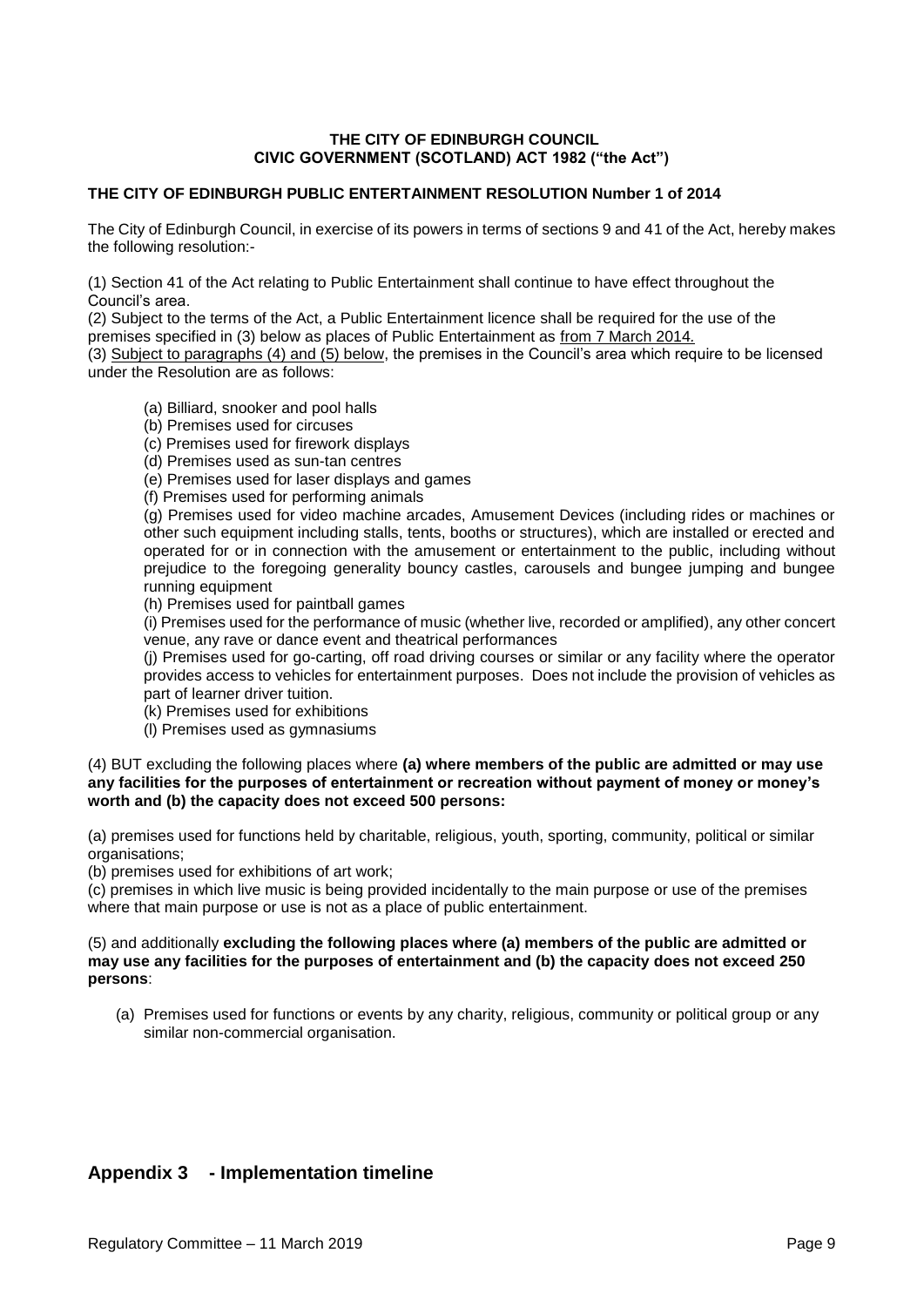**THE CITY OF EDINBURGH COUNCIL**
**CIVIC GOVERNMENT (SCOTLAND) ACT 1982 ("the Act")**

**THE CITY OF EDINBURGH PUBLIC ENTERTAINMENT RESOLUTION Number 1 of 2014**

The City of Edinburgh Council, in exercise of its powers in terms of sections 9 and 41 of the Act, hereby makes the following resolution:-

(1) Section 41 of the Act relating to Public Entertainment shall continue to have effect throughout the Council's area.
(2) Subject to the terms of the Act, a Public Entertainment licence shall be required for the use of the premises specified in (3) below as places of Public Entertainment as from 7 March 2014.
(3) Subject to paragraphs (4) and (5) below, the premises in the Council's area which require to be licensed under the Resolution are as follows:

- (a) Billiard, snooker and pool halls
- (b) Premises used for circuses
- (c) Premises used for firework displays
- (d) Premises used as sun-tan centres
- (e) Premises used for laser displays and games
- (f) Premises used for performing animals
- (g) Premises used for video machine arcades, Amusement Devices (including rides or machines or other such equipment including stalls, tents, booths or structures), which are installed or erected and operated for or in connection with the amusement or entertainment to the public, including without prejudice to the foregoing generality bouncy castles, carousels and bungee jumping and bungee running equipment
- (h) Premises used for paintball games
- (i) Premises used for the performance of music (whether live, recorded or amplified), any other concert venue, any rave or dance event and theatrical performances
- (j) Premises used for go-carting, off road driving courses or similar or any facility where the operator provides access to vehicles for entertainment purposes. Does not include the provision of vehicles as part of learner driver tuition.
- (k) Premises used for exhibitions
- (l) Premises used as gymnasiums

(4) BUT excluding the following places where **(a) where members of the public are admitted or may use any facilities for the purposes of entertainment or recreation without payment of money or money's worth and (b) the capacity does not exceed 500 persons:**

(a) premises used for functions held by charitable, religious, youth, sporting, community, political or similar organisations;
(b) premises used for exhibitions of art work;
(c) premises in which live music is being provided incidentally to the main purpose or use of the premises where that main purpose or use is not as a place of public entertainment.

(5) and additionally **excluding the following places where (a) members of the public are admitted or may use any facilities for the purposes of entertainment and (b) the capacity does not exceed 250 persons**:

(a) Premises used for functions or events by any charity, religious, community or political group or any similar non-commercial organisation.

## Appendix 3 - Implementation timeline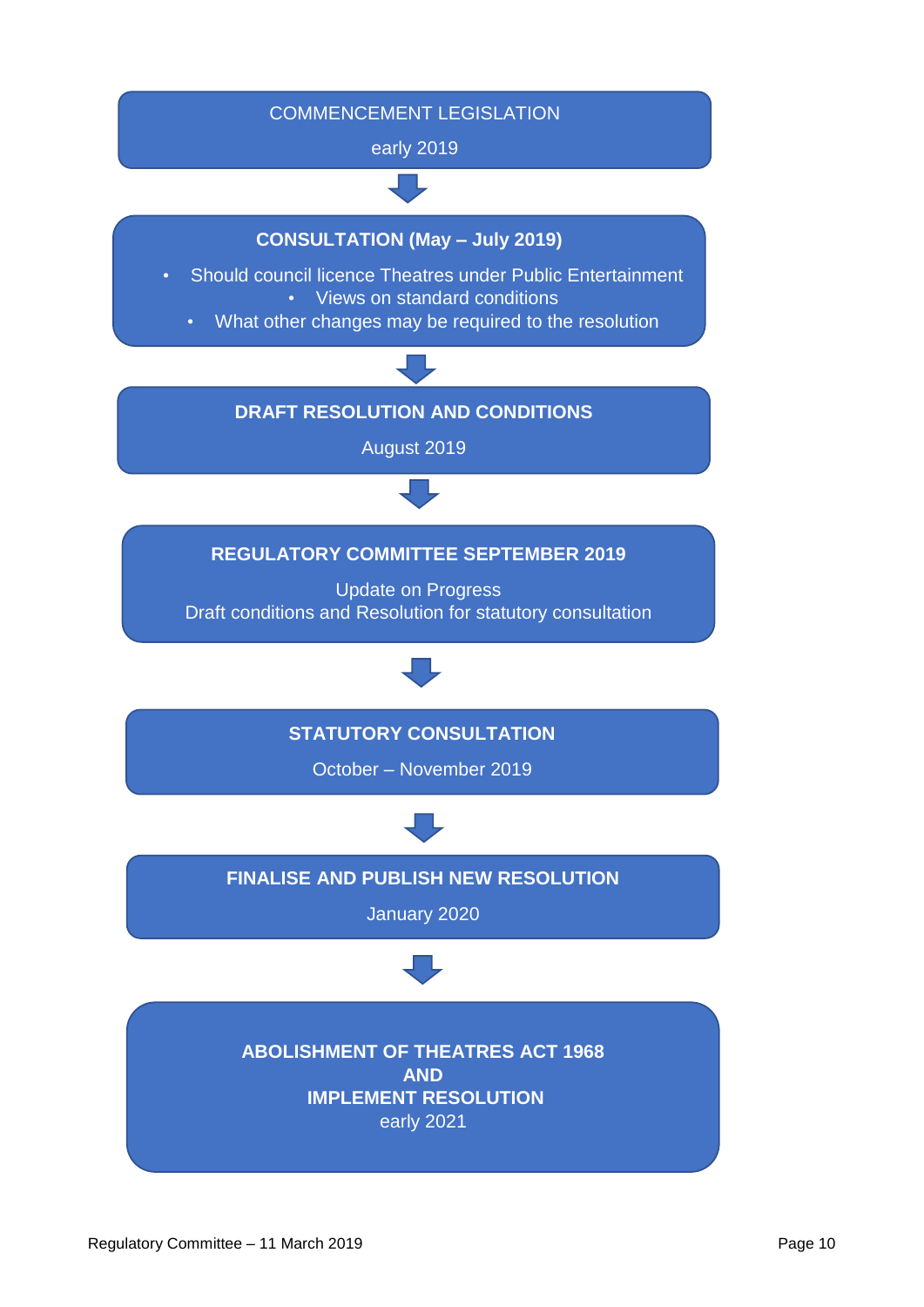COMMENCEMENT LEGISLATION

early 2019

↓

**CONSULTATION (May – July 2019)**

- Should council licence Theatres under Public Entertainment
- Views on standard conditions
- What other changes may be required to the resolution

↓

**DRAFT RESOLUTION AND CONDITIONS**

August 2019

↓

**REGULATORY COMMITTEE SEPTEMBER 2019**

Update on Progress
Draft conditions and Resolution for statutory consultation

↓

**STATUTORY CONSULTATION**

October – November 2019

↓

**FINALISE AND PUBLISH NEW RESOLUTION**

January 2020

↓

**ABOLISHMENT OF THEATRES ACT 1968**
**AND**
**IMPLEMENT RESOLUTION**
early 2021